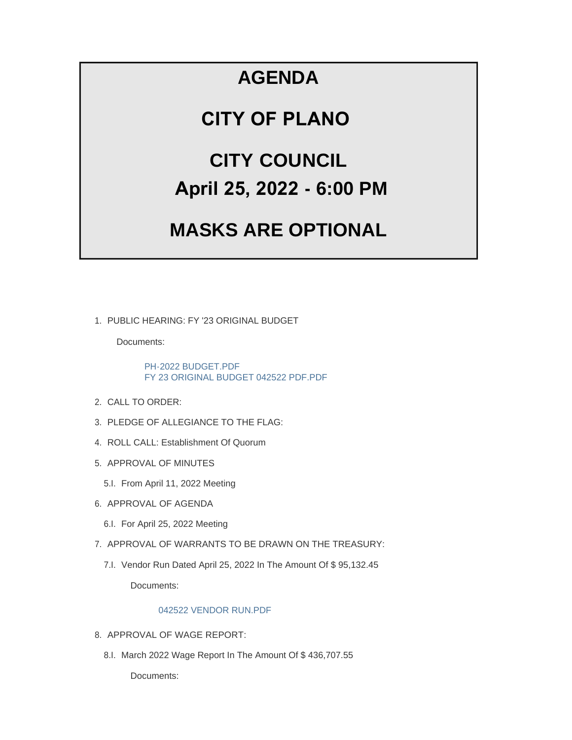# AGENDA

# CITY OF PLANO

# CITY COUNCIL

## April 25, 2022 - 6:00 PM

# MASKS ARE OPTIONAL

1. PUBLIC HEARING: FY '23 ORIGINAL BUDGET

   Documents:

   PH-2022 BUDGET.PDF
   FY 23 ORIGINAL BUDGET 042522 PDF.PDF

2. CALL TO ORDER:

3. PLEDGE OF ALLEGIANCE TO THE FLAG:

4. ROLL CALL: Establishment Of Quorum

5. APPROVAL OF MINUTES

   5.I. From April 11, 2022 Meeting

6. APPROVAL OF AGENDA

   6.I. For April 25, 2022 Meeting

7. APPROVAL OF WARRANTS TO BE DRAWN ON THE TREASURY:

   7.I. Vendor Run Dated April 25, 2022 In The Amount Of $ 95,132.45

   Documents:

   042522 VENDOR RUN.PDF

8. APPROVAL OF WAGE REPORT:

   8.I. March 2022 Wage Report In The Amount Of $ 436,707.55

   Documents: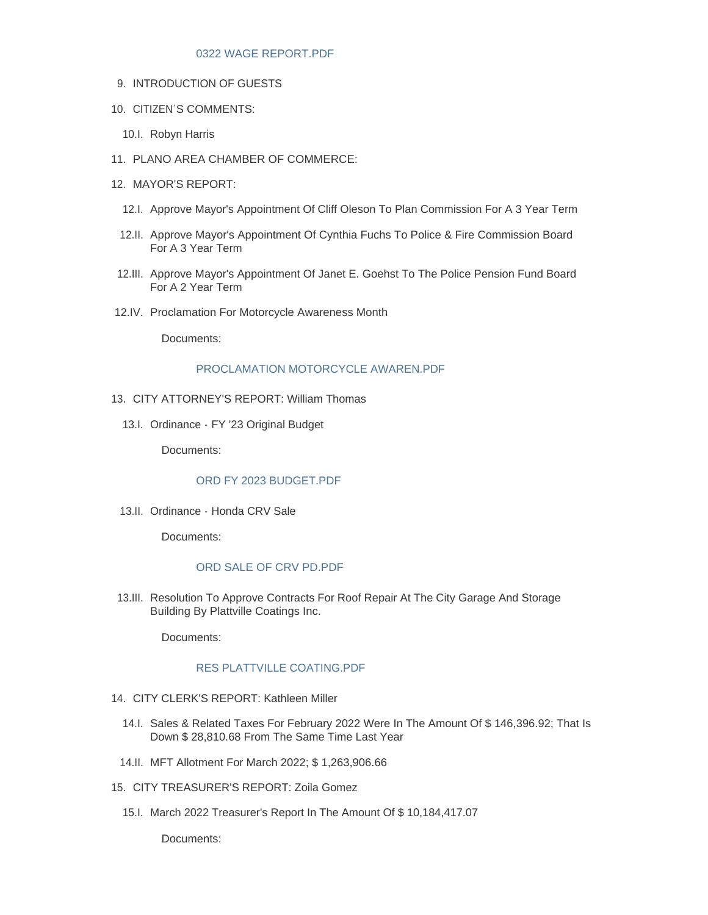0322 WAGE REPORT.PDF

9. INTRODUCTION OF GUESTS

10. CITIZEN'S COMMENTS:

    10.I. Robyn Harris

11. PLANO AREA CHAMBER OF COMMERCE:

12. MAYOR'S REPORT:

    12.I. Approve Mayor's Appointment Of Cliff Oleson To Plan Commission For A 3 Year Term

    12.II. Approve Mayor's Appointment Of Cynthia Fuchs To Police & Fire Commission Board For A 3 Year Term

    12.III. Approve Mayor's Appointment Of Janet E. Goehst To The Police Pension Fund Board For A 2 Year Term

    12.IV. Proclamation For Motorcycle Awareness Month

    Documents:

    PROCLAMATION MOTORCYCLE AWAREN.PDF

13. CITY ATTORNEY'S REPORT: William Thomas

    13.I. Ordinance - FY '23 Original Budget

    Documents:

    ORD FY 2023 BUDGET.PDF

    13.II. Ordinance - Honda CRV Sale

    Documents:

    ORD SALE OF CRV PD.PDF

    13.III. Resolution To Approve Contracts For Roof Repair At The City Garage And Storage Building By Plattville Coatings Inc.

    Documents:

    RES PLATTVILLE COATING.PDF

14. CITY CLERK'S REPORT: Kathleen Miller

    14.I. Sales & Related Taxes For February 2022 Were In The Amount Of $ 146,396.92; That Is Down $ 28,810.68 From The Same Time Last Year

    14.II. MFT Allotment For March 2022; $ 1,263,906.66

15. CITY TREASURER'S REPORT: Zoila Gomez

    15.I. March 2022 Treasurer's Report In The Amount Of $ 10,184,417.07

    Documents: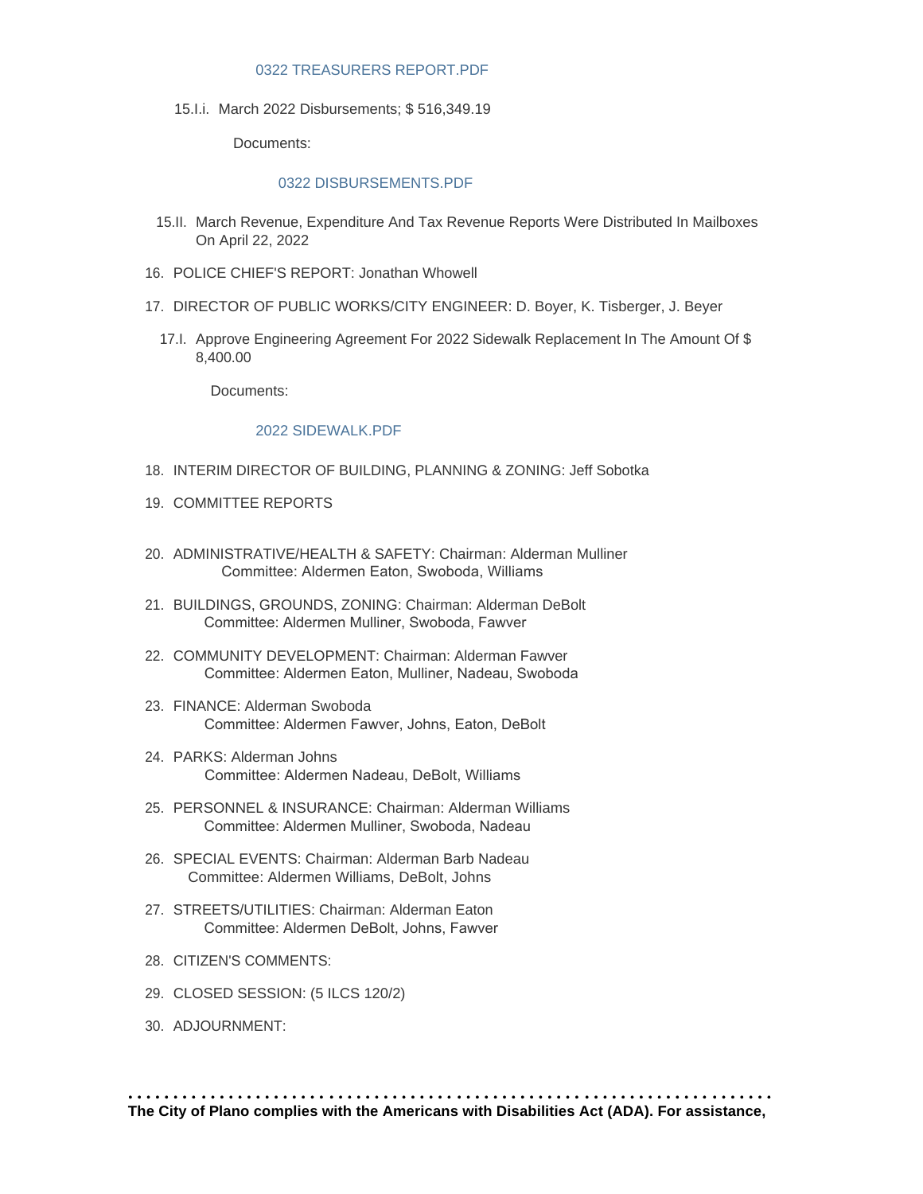0322 TREASURERS REPORT.PDF

15.I.i. March 2022 Disbursements; $ 516,349.19

Documents:

0322 DISBURSEMENTS.PDF

15.II. March Revenue, Expenditure And Tax Revenue Reports Were Distributed In Mailboxes On April 22, 2022

16. POLICE CHIEF'S REPORT: Jonathan Whowell

17. DIRECTOR OF PUBLIC WORKS/CITY ENGINEER: D. Boyer, K. Tisberger, J. Beyer

17.I. Approve Engineering Agreement For 2022 Sidewalk Replacement In The Amount Of $ 8,400.00

Documents:

2022 SIDEWALK.PDF

18. INTERIM DIRECTOR OF BUILDING, PLANNING & ZONING: Jeff Sobotka

19. COMMITTEE REPORTS

20. ADMINISTRATIVE/HEALTH & SAFETY: Chairman: Alderman Mulliner
    Committee: Aldermen Eaton, Swoboda, Williams

21. BUILDINGS, GROUNDS, ZONING: Chairman: Alderman DeBolt
    Committee: Aldermen Mulliner, Swoboda, Fawver

22. COMMUNITY DEVELOPMENT: Chairman: Alderman Fawver
    Committee: Aldermen Eaton, Mulliner, Nadeau, Swoboda

23. FINANCE: Alderman Swoboda
    Committee: Aldermen Fawver, Johns, Eaton, DeBolt

24. PARKS: Alderman Johns
    Committee: Aldermen Nadeau, DeBolt, Williams

25. PERSONNEL & INSURANCE: Chairman: Alderman Williams
    Committee: Aldermen Mulliner, Swoboda, Nadeau

26. SPECIAL EVENTS: Chairman: Alderman Barb Nadeau
    Committee: Aldermen Williams, DeBolt, Johns

27. STREETS/UTILITIES: Chairman: Alderman Eaton
    Committee: Aldermen DeBolt, Johns, Fawver

28. CITIZEN'S COMMENTS:

29. CLOSED SESSION: (5 ILCS 120/2)

30. ADJOURNMENT:

**The City of Plano complies with the Americans with Disabilities Act (ADA). For assistance,**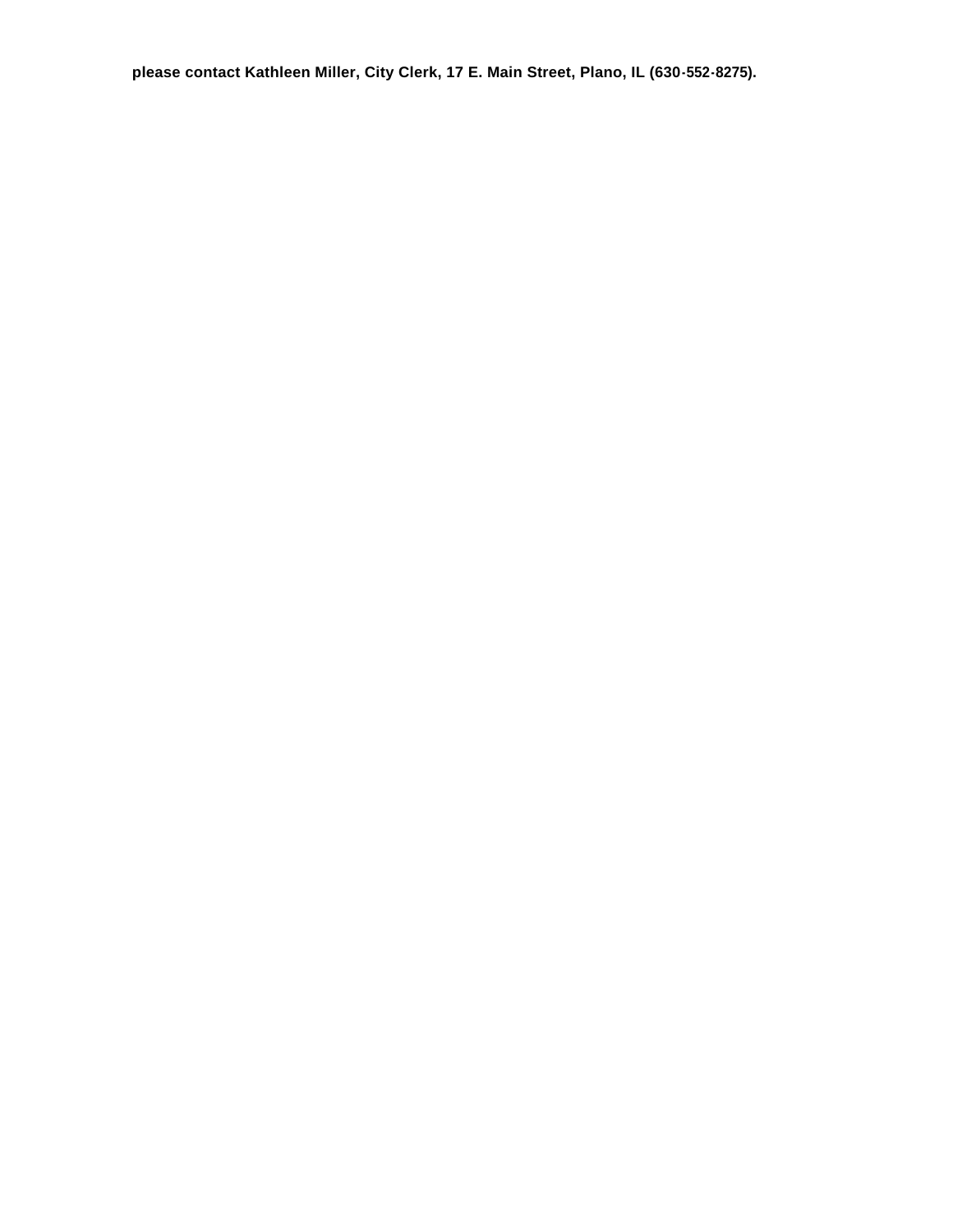**please contact Kathleen Miller, City Clerk, 17 E. Main Street, Plano, IL (630-552-8275).**